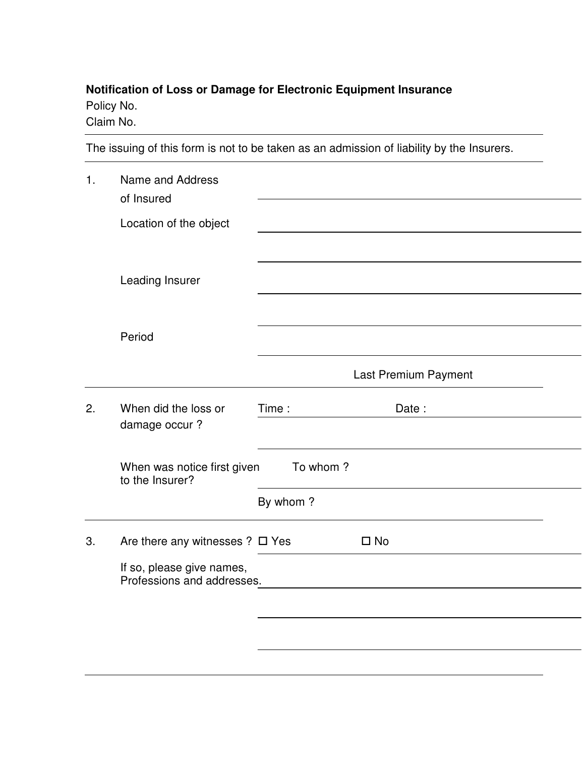**Notification of Loss or Damage for Electronic Equipment Insurance**

Policy No.

Claim No.

---

The issuing of this form is not to be taken as an admission of liability by the Insurers.

---

1. Name and Address of Insured

   Location of the object

   Leading Insurer

   Period

   Last Premium Payment

---

2. When did the loss or damage occur ? Time : Date :

   When was notice first given to the Insurer? To whom ?

   By whom ?

---

3. Are there any witnesses ? ☐ Yes ☐ No

   If so, please give names, Professions and addresses.

---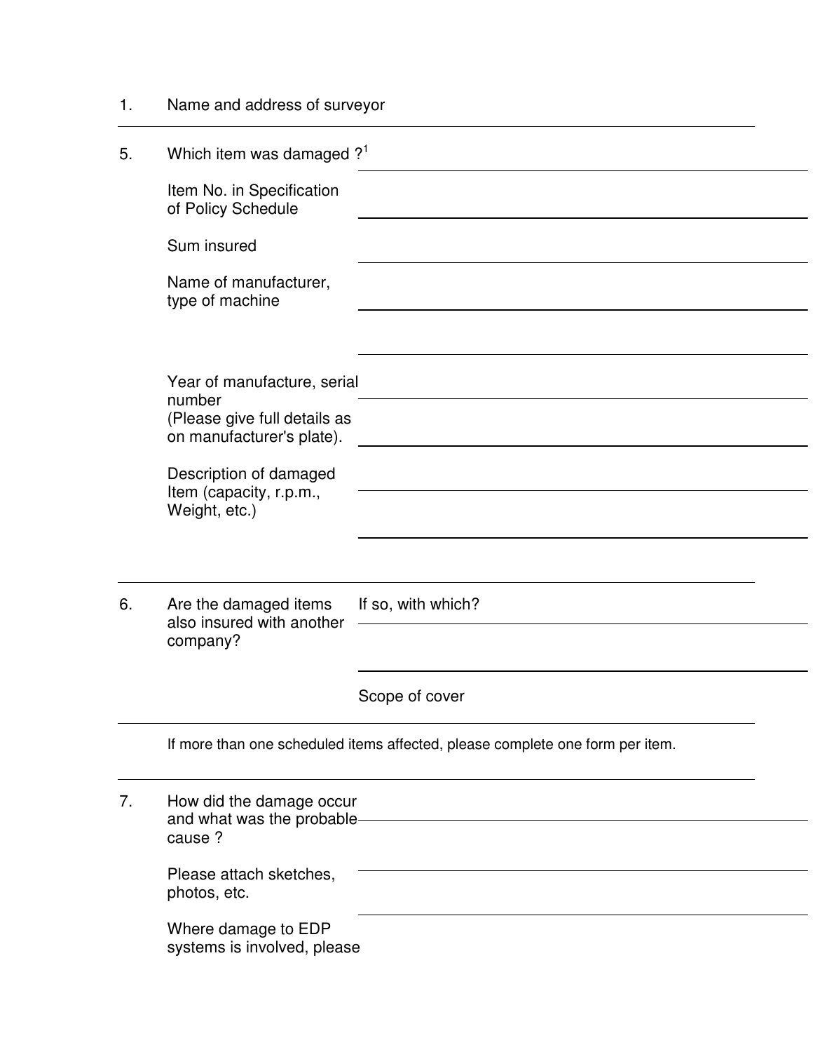1. Name and address of surveyor

---

5. Which item was damaged ?[1]

   Item No. in Specification of Policy Schedule

   Sum insured

   Name of manufacturer, type of machine

   Year of manufacture, serial number (Please give full details as on manufacturer's plate).

   Description of damaged Item (capacity, r.p.m., Weight, etc.)

---

6. Are the damaged items also insured with another company?

   If so, with which?

   Scope of cover

---

If more than one scheduled items affected, please complete one form per item.

---

7. How did the damage occur and what was the probable cause ?

   Please attach sketches, photos, etc.

   Where damage to EDP systems is involved, please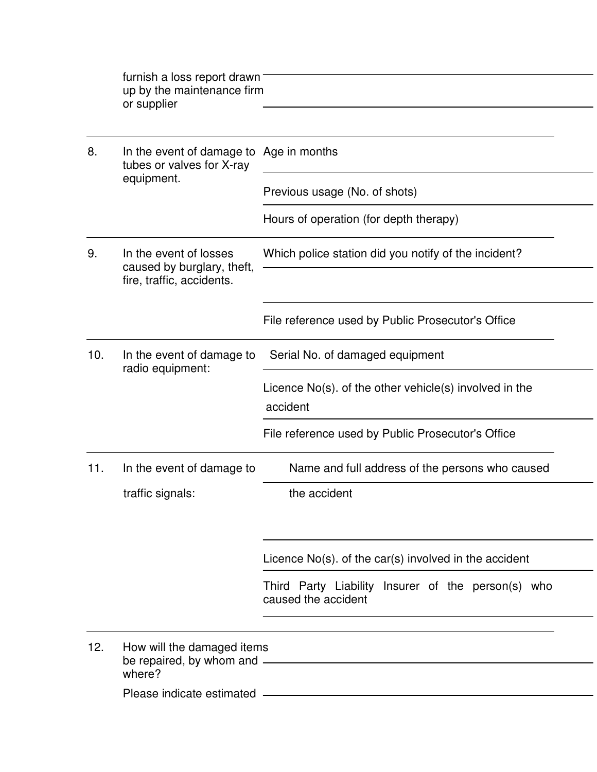furnish a loss report drawn up by the maintenance firm or supplier

| | | |
|---|---|---|
| 8. | In the event of damage to tubes or valves for X-ray equipment. | Age in months |
| | | Previous usage (No. of shots) |
| | | Hours of operation (for depth therapy) |
| 9. | In the event of losses caused by burglary, theft, fire, traffic, accidents. | Which police station did you notify of the incident? |
| | | File reference used by Public Prosecutor's Office |
| 10. | In the event of damage to radio equipment: | Serial No. of damaged equipment |
| | | Licence No(s). of the other vehicle(s) involved in the accident |
| | | File reference used by Public Prosecutor's Office |
| 11. | In the event of damage to traffic signals: | Name and full address of the persons who caused the accident |
| | | Licence No(s). of the car(s) involved in the accident |
| | | Third Party Liability Insurer of the person(s) who caused the accident |
| 12. | How will the damaged items be repaired, by whom and where? | |
| | Please indicate estimated | |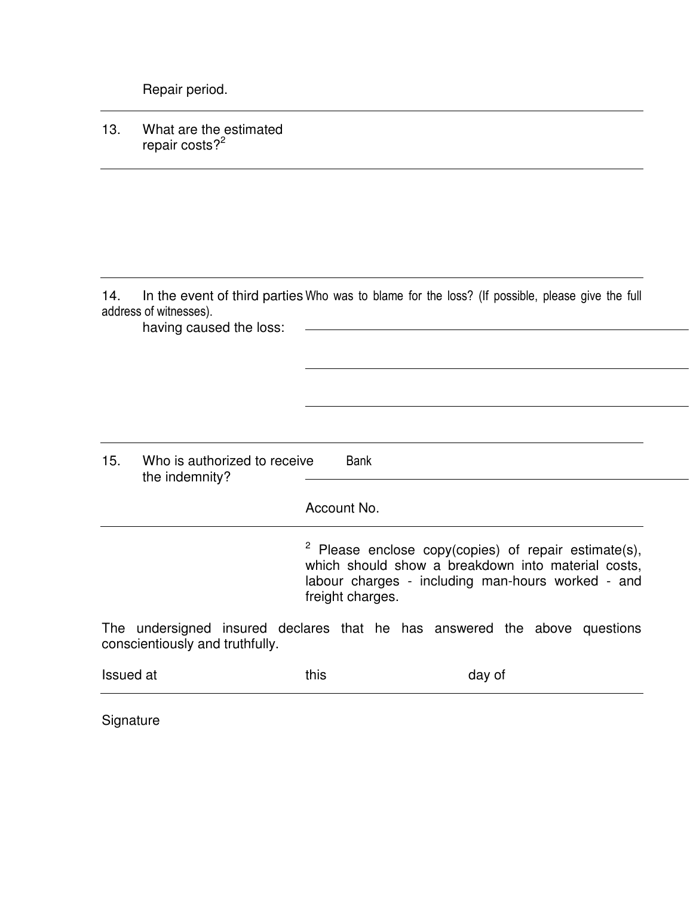Repair period.

---

13. What are the estimated repair costs?[2]

---

14. In the event of third parties having caused the loss: Who was to blame for the loss? (If possible, please give the full address of witnesses).

---

15. Who is authorized to receive the indemnity? Bank

Account No.

---

[2] Please enclose copy(copies) of repair estimate(s), which should show a breakdown into material costs, labour charges - including man-hours worked - and freight charges.

The undersigned insured declares that he has answered the above questions conscientiously and truthfully.

Issued at this day of

Signature